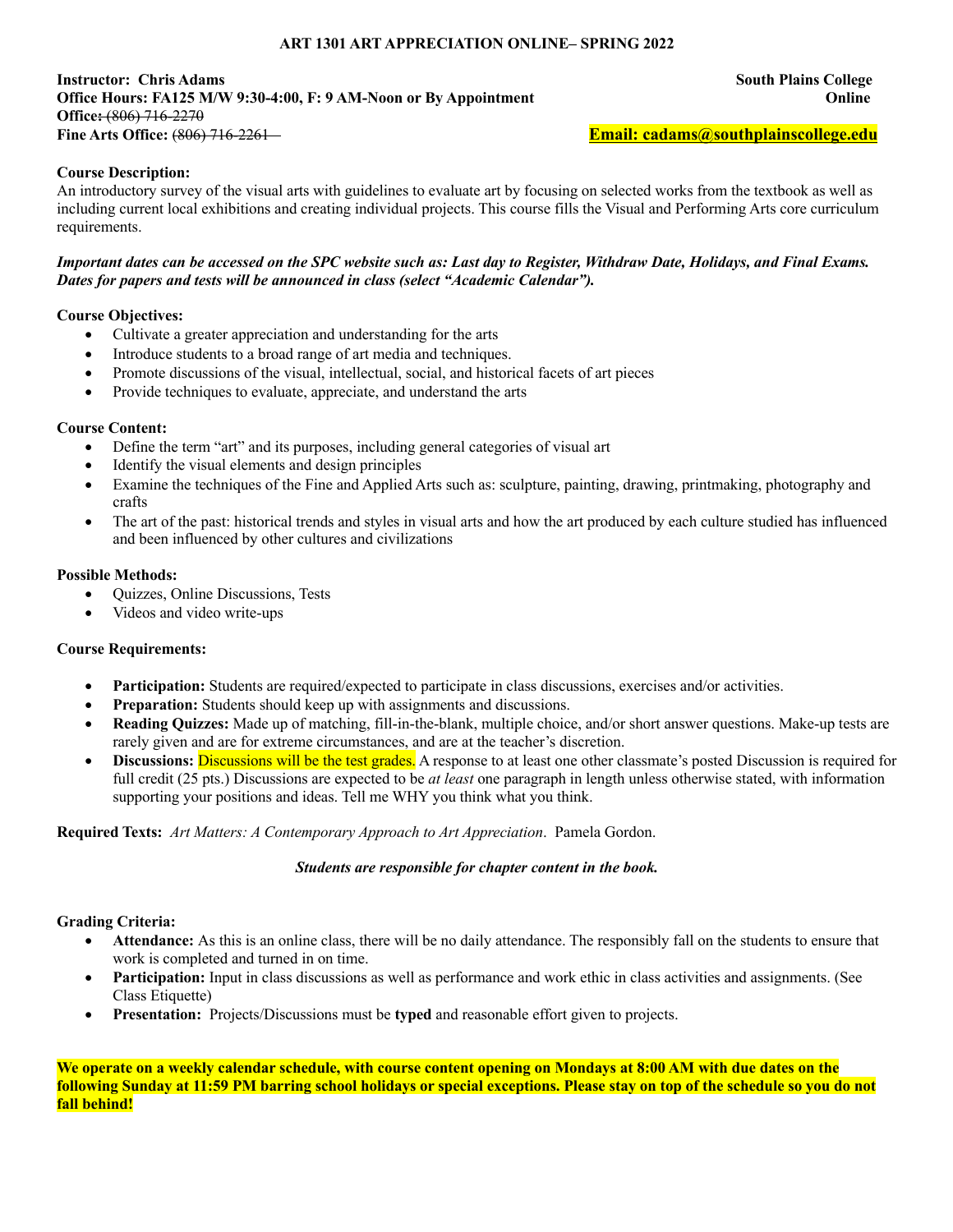# ART 1301 ART APPRECIATION ONLINE– SPRING 2022

**Instructor: Chris Adams** **South Plains College**
**Office Hours: FA125 M/W 9:30-4:00, F: 9 AM-Noon or By Appointment** **Online**
**Office:** ~~(806) 716-2270~~
**Fine Arts Office:** ~~(806) 716-2261~~ **Email: cadams@southplainscollege.edu**

**Course Description:**
An introductory survey of the visual arts with guidelines to evaluate art by focusing on selected works from the textbook as well as including current local exhibitions and creating individual projects. This course fills the Visual and Performing Arts core curriculum requirements.

***Important dates can be accessed on the SPC website such as: Last day to Register, Withdraw Date, Holidays, and Final Exams. Dates for papers and tests will be announced in class (select "Academic Calendar").***

**Course Objectives:**
- Cultivate a greater appreciation and understanding for the arts
- Introduce students to a broad range of art media and techniques.
- Promote discussions of the visual, intellectual, social, and historical facets of art pieces
- Provide techniques to evaluate, appreciate, and understand the arts

**Course Content:**
- Define the term "art" and its purposes, including general categories of visual art
- Identify the visual elements and design principles
- Examine the techniques of the Fine and Applied Arts such as: sculpture, painting, drawing, printmaking, photography and crafts
- The art of the past: historical trends and styles in visual arts and how the art produced by each culture studied has influenced and been influenced by other cultures and civilizations

**Possible Methods:**
- Quizzes, Online Discussions, Tests
- Videos and video write-ups

**Course Requirements:**

- **Participation:** Students are required/expected to participate in class discussions, exercises and/or activities.
- **Preparation:** Students should keep up with assignments and discussions.
- **Reading Quizzes:** Made up of matching, fill-in-the-blank, multiple choice, and/or short answer questions. Make-up tests are rarely given and are for extreme circumstances, and are at the teacher's discretion.
- **Discussions:** Discussions will be the test grades. A response to at least one other classmate's posted Discussion is required for full credit (25 pts.) Discussions are expected to be *at least* one paragraph in length unless otherwise stated, with information supporting your positions and ideas. Tell me WHY you think what you think.

**Required Texts:** *Art Matters: A Contemporary Approach to Art Appreciation*. Pamela Gordon.

***Students are responsible for chapter content in the book.***

**Grading Criteria:**
- **Attendance:** As this is an online class, there will be no daily attendance. The responsibly fall on the students to ensure that work is completed and turned in on time.
- **Participation:** Input in class discussions as well as performance and work ethic in class activities and assignments. (See Class Etiquette)
- **Presentation:** Projects/Discussions must be **typed** and reasonable effort given to projects.

**We operate on a weekly calendar schedule, with course content opening on Mondays at 8:00 AM with due dates on the following Sunday at 11:59 PM barring school holidays or special exceptions. Please stay on top of the schedule so you do not fall behind!**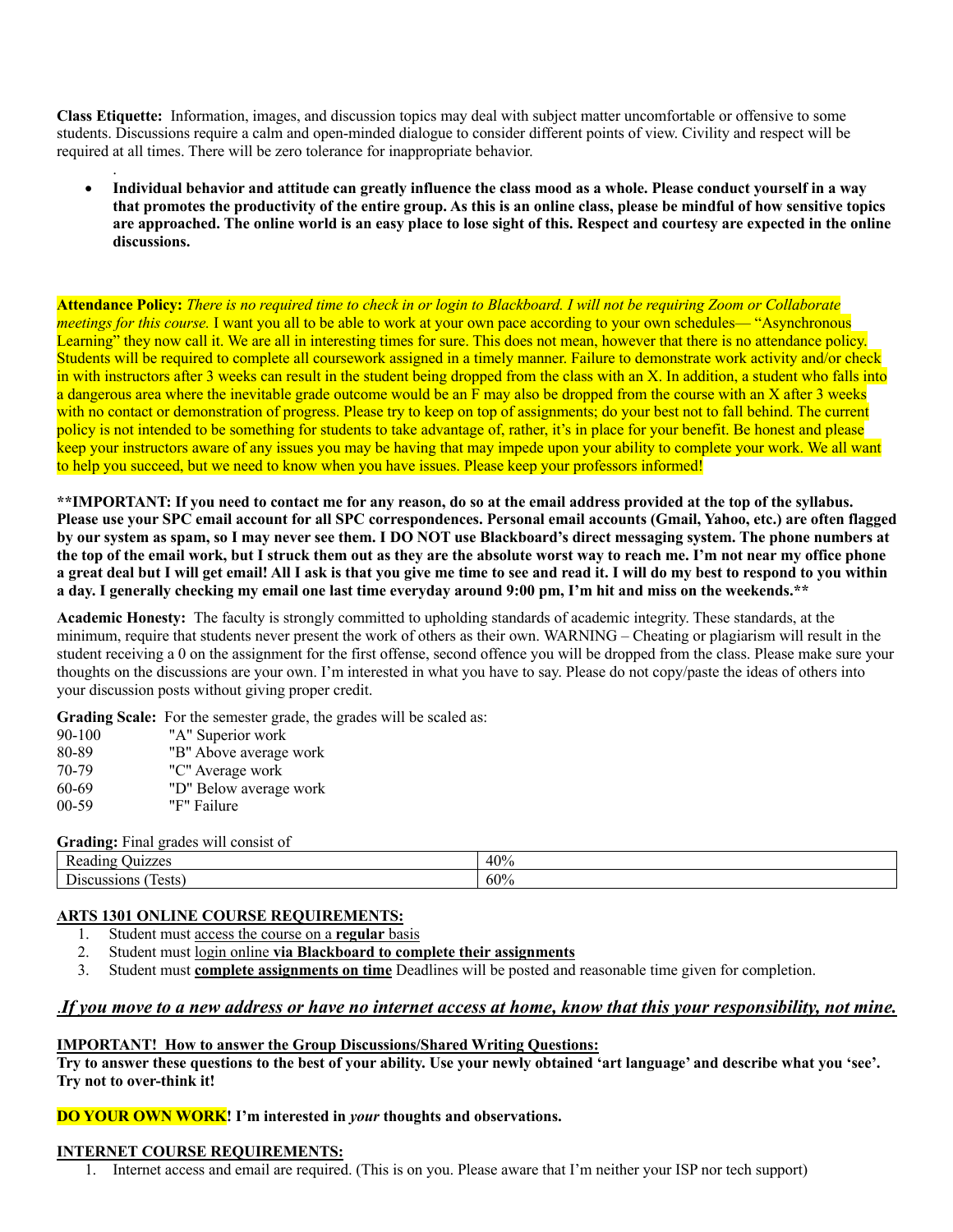**Class Etiquette:** Information, images, and discussion topics may deal with subject matter uncomfortable or offensive to some students. Discussions require a calm and open-minded dialogue to consider different points of view. Civility and respect will be required at all times. There will be zero tolerance for inappropriate behavior.

.

- **Individual behavior and attitude can greatly influence the class mood as a whole. Please conduct yourself in a way that promotes the productivity of the entire group. As this is an online class, please be mindful of how sensitive topics are approached. The online world is an easy place to lose sight of this. Respect and courtesy are expected in the online discussions.**

**Attendance Policy:** *There is no required time to check in or login to Blackboard. I will not be requiring Zoom or Collaborate meetings for this course.* I want you all to be able to work at your own pace according to your own schedules— "Asynchronous Learning" they now call it. We are all in interesting times for sure. This does not mean, however that there is no attendance policy. Students will be required to complete all coursework assigned in a timely manner. Failure to demonstrate work activity and/or check in with instructors after 3 weeks can result in the student being dropped from the class with an X. In addition, a student who falls into a dangerous area where the inevitable grade outcome would be an F may also be dropped from the course with an X after 3 weeks with no contact or demonstration of progress. Please try to keep on top of assignments; do your best not to fall behind. The current policy is not intended to be something for students to take advantage of, rather, it's in place for your benefit. Be honest and please keep your instructors aware of any issues you may be having that may impede upon your ability to complete your work. We all want to help you succeed, but we need to know when you have issues. Please keep your professors informed!

**\*\*IMPORTANT: If you need to contact me for any reason, do so at the email address provided at the top of the syllabus. Please use your SPC email account for all SPC correspondences. Personal email accounts (Gmail, Yahoo, etc.) are often flagged by our system as spam, so I may never see them. I DO NOT use Blackboard's direct messaging system. The phone numbers at the top of the email work, but I struck them out as they are the absolute worst way to reach me. I'm not near my office phone a great deal but I will get email! All I ask is that you give me time to see and read it. I will do my best to respond to you within a day. I generally checking my email one last time everyday around 9:00 pm, I'm hit and miss on the weekends.\*\***

**Academic Honesty:** The faculty is strongly committed to upholding standards of academic integrity. These standards, at the minimum, require that students never present the work of others as their own. WARNING – Cheating or plagiarism will result in the student receiving a 0 on the assignment for the first offense, second offence you will be dropped from the class. Please make sure your thoughts on the discussions are your own. I'm interested in what you have to say. Please do not copy/paste the ideas of others into your discussion posts without giving proper credit.

**Grading Scale:** For the semester grade, the grades will be scaled as:

| | |
|---|---|
| 90-100 | "A" Superior work |
| 80-89 | "B" Above average work |
| 70-79 | "C" Average work |
| 60-69 | "D" Below average work |
| 00-59 | "F" Failure |

**Grading:** Final grades will consist of

| | |
|---|---|
| Reading Quizzes | 40% |
| Discussions (Tests) | 60% |

**ARTS 1301 ONLINE COURSE REQUIREMENTS:**

1. Student must access the course on a **regular** basis
2. Student must login online **via Blackboard to complete their assignments**
3. Student must **complete assignments on time** Deadlines will be posted and reasonable time given for completion.

***.If you move to a new address or have no internet access at home, know that this your responsibility, not mine.***

**IMPORTANT! How to answer the Group Discussions/Shared Writing Questions:**

**Try to answer these questions to the best of your ability. Use your newly obtained 'art language' and describe what you 'see'. Try not to over-think it!**

**DO YOUR OWN WORK! I'm interested in *your* thoughts and observations.**

**INTERNET COURSE REQUIREMENTS:**

1. Internet access and email are required. (This is on you. Please aware that I'm neither your ISP nor tech support)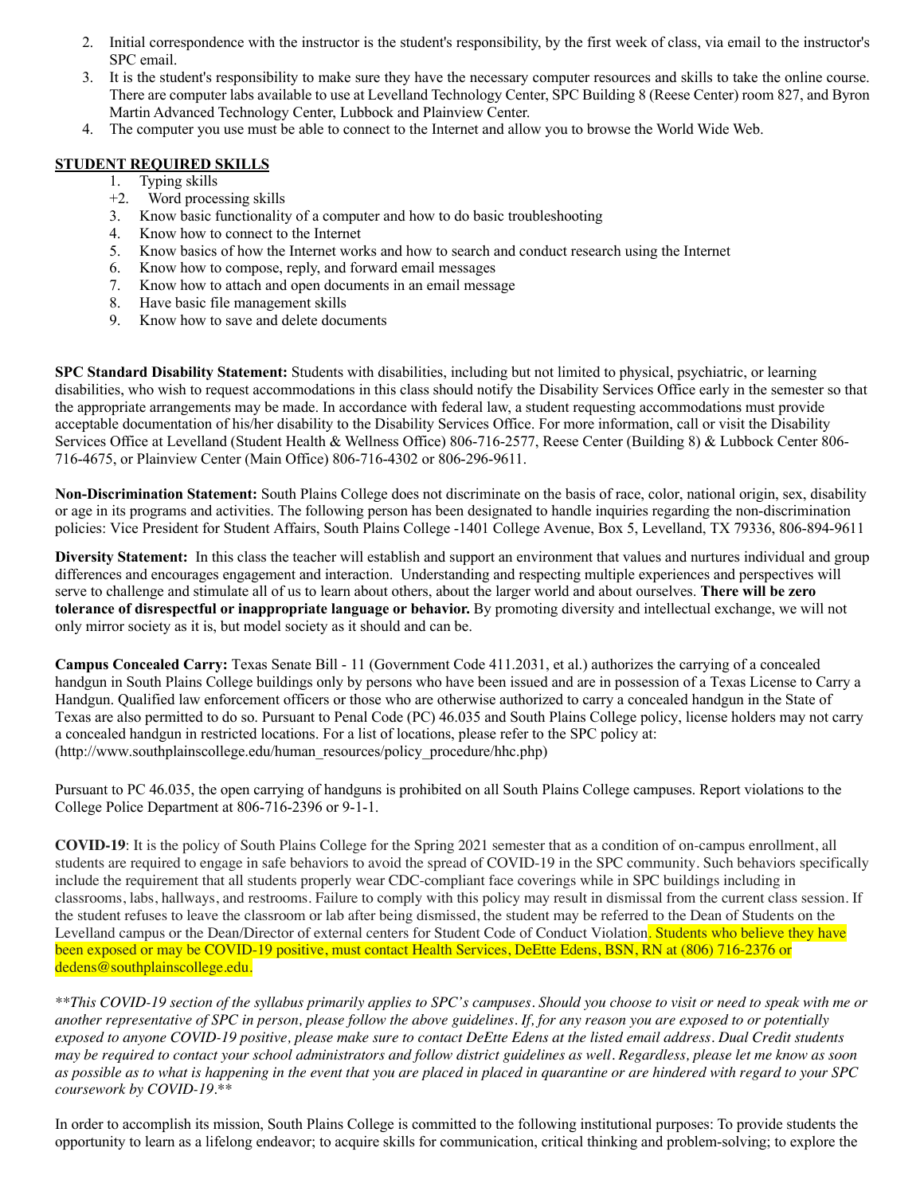2. Initial correspondence with the instructor is the student's responsibility, by the first week of class, via email to the instructor's SPC email.
3. It is the student's responsibility to make sure they have the necessary computer resources and skills to take the online course. There are computer labs available to use at Levelland Technology Center, SPC Building 8 (Reese Center) room 827, and Byron Martin Advanced Technology Center, Lubbock and Plainview Center.
4. The computer you use must be able to connect to the Internet and allow you to browse the World Wide Web.

**STUDENT REQUIRED SKILLS**

1. Typing skills
+2. Word processing skills
3. Know basic functionality of a computer and how to do basic troubleshooting
4. Know how to connect to the Internet
5. Know basics of how the Internet works and how to search and conduct research using the Internet
6. Know how to compose, reply, and forward email messages
7. Know how to attach and open documents in an email message
8. Have basic file management skills
9. Know how to save and delete documents

**SPC Standard Disability Statement:** Students with disabilities, including but not limited to physical, psychiatric, or learning disabilities, who wish to request accommodations in this class should notify the Disability Services Office early in the semester so that the appropriate arrangements may be made. In accordance with federal law, a student requesting accommodations must provide acceptable documentation of his/her disability to the Disability Services Office. For more information, call or visit the Disability Services Office at Levelland (Student Health & Wellness Office) 806-716-2577, Reese Center (Building 8) & Lubbock Center 806-716-4675, or Plainview Center (Main Office) 806-716-4302 or 806-296-9611.

**Non-Discrimination Statement:** South Plains College does not discriminate on the basis of race, color, national origin, sex, disability or age in its programs and activities. The following person has been designated to handle inquiries regarding the non-discrimination policies: Vice President for Student Affairs, South Plains College -1401 College Avenue, Box 5, Levelland, TX 79336, 806-894-9611

**Diversity Statement:** In this class the teacher will establish and support an environment that values and nurtures individual and group differences and encourages engagement and interaction. Understanding and respecting multiple experiences and perspectives will serve to challenge and stimulate all of us to learn about others, about the larger world and about ourselves. **There will be zero tolerance of disrespectful or inappropriate language or behavior.** By promoting diversity and intellectual exchange, we will not only mirror society as it is, but model society as it should and can be.

**Campus Concealed Carry:** Texas Senate Bill - 11 (Government Code 411.2031, et al.) authorizes the carrying of a concealed handgun in South Plains College buildings only by persons who have been issued and are in possession of a Texas License to Carry a Handgun. Qualified law enforcement officers or those who are otherwise authorized to carry a concealed handgun in the State of Texas are also permitted to do so. Pursuant to Penal Code (PC) 46.035 and South Plains College policy, license holders may not carry a concealed handgun in restricted locations. For a list of locations, please refer to the SPC policy at: (http://www.southplainscollege.edu/human_resources/policy_procedure/hhc.php)

Pursuant to PC 46.035, the open carrying of handguns is prohibited on all South Plains College campuses. Report violations to the College Police Department at 806-716-2396 or 9-1-1.

**COVID-19**: It is the policy of South Plains College for the Spring 2021 semester that as a condition of on-campus enrollment, all students are required to engage in safe behaviors to avoid the spread of COVID-19 in the SPC community. Such behaviors specifically include the requirement that all students properly wear CDC-compliant face coverings while in SPC buildings including in classrooms, labs, hallways, and restrooms. Failure to comply with this policy may result in dismissal from the current class session. If the student refuses to leave the classroom or lab after being dismissed, the student may be referred to the Dean of Students on the Levelland campus or the Dean/Director of external centers for Student Code of Conduct Violation. Students who believe they have been exposed or may be COVID-19 positive, must contact Health Services, DeEtte Edens, BSN, RN at (806) 716-2376 or dedens@southplainscollege.edu.

*\*\*This COVID-19 section of the syllabus primarily applies to SPC's campuses. Should you choose to visit or need to speak with me or another representative of SPC in person, please follow the above guidelines. If, for any reason you are exposed to or potentially exposed to anyone COVID-19 positive, please make sure to contact DeEtte Edens at the listed email address. Dual Credit students may be required to contact your school administrators and follow district guidelines as well. Regardless, please let me know as soon as possible as to what is happening in the event that you are placed in placed in quarantine or are hindered with regard to your SPC coursework by COVID-19.\*\**

In order to accomplish its mission, South Plains College is committed to the following institutional purposes: To provide students the opportunity to learn as a lifelong endeavor; to acquire skills for communication, critical thinking and problem-solving; to explore the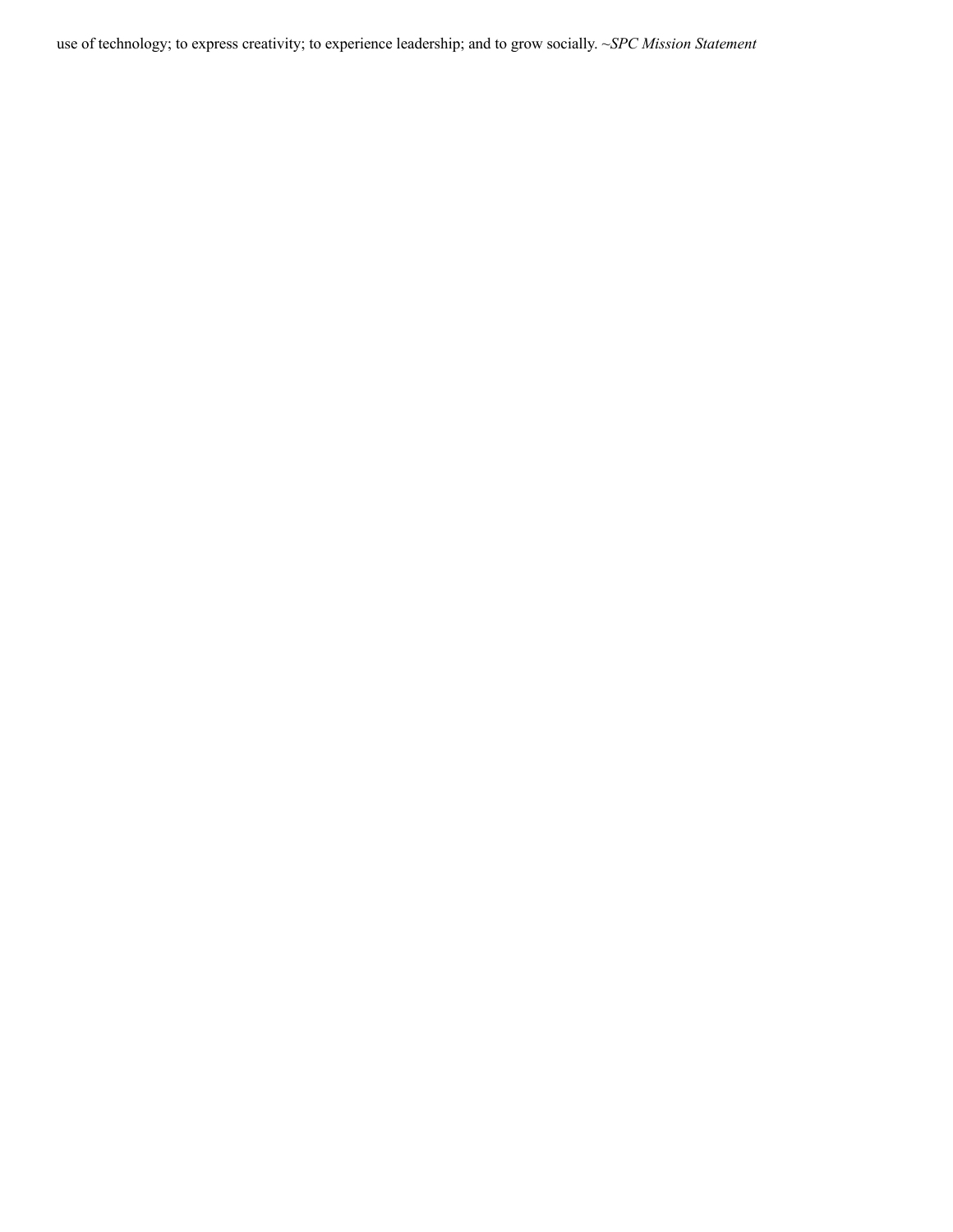use of technology; to express creativity; to experience leadership; and to grow socially. ~*SPC Mission Statement*